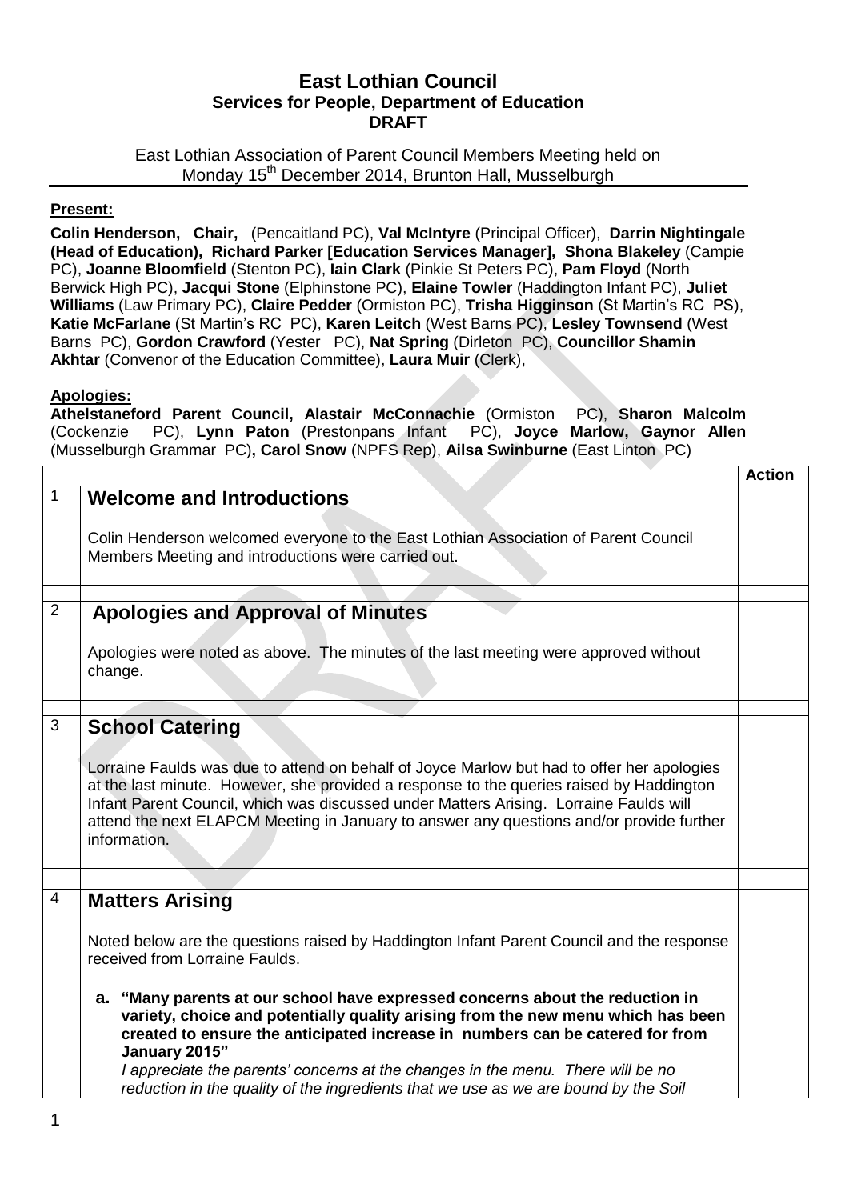# East Lothian Council
## Services for People, Department of Education
## DRAFT

East Lothian Association of Parent Council Members Meeting held on Monday 15th December 2014, Brunton Hall, Musselburgh

**Present:**

**Colin Henderson, Chair,** (Pencaitland PC), **Val McIntyre** (Principal Officer), **Darrin Nightingale (Head of Education), Richard Parker [Education Services Manager], Shona Blakeley** (Campie PC), **Joanne Bloomfield** (Stenton PC), **Iain Clark** (Pinkie St Peters PC), **Pam Floyd** (North Berwick High PC), **Jacqui Stone** (Elphinstone PC), **Elaine Towler** (Haddington Infant PC), **Juliet Williams** (Law Primary PC), **Claire Pedder** (Ormiston PC), **Trisha Higginson** (St Martin's RC PS), **Katie McFarlane** (St Martin's RC PC), **Karen Leitch** (West Barns PC), **Lesley Townsend** (West Barns PC), **Gordon Crawford** (Yester PC), **Nat Spring** (Dirleton PC), **Councillor Shamin Akhtar** (Convenor of the Education Committee), **Laura Muir** (Clerk),

**Apologies:**

**Athelstaneford Parent Council, Alastair McConnachie** (Ormiston PC), **Sharon Malcolm** (Cockenzie PC), **Lynn Paton** (Prestonpans Infant PC), **Joyce Marlow, Gaynor Allen** (Musselburgh Grammar PC)**, Carol Snow** (NPFS Rep), **Ailsa Swinburne** (East Linton PC)

| | | Action |
|---|---|---|
| 1 | **Welcome and Introductions**<br><br>Colin Henderson welcomed everyone to the East Lothian Association of Parent Council Members Meeting and introductions were carried out. | |
| 2 | **Apologies and Approval of Minutes**<br><br>Apologies were noted as above. The minutes of the last meeting were approved without change. | |
| 3 | **School Catering**<br><br>Lorraine Faulds was due to attend on behalf of Joyce Marlow but had to offer her apologies at the last minute. However, she provided a response to the queries raised by Haddington Infant Parent Council, which was discussed under Matters Arising. Lorraine Faulds will attend the next ELAPCM Meeting in January to answer any questions and/or provide further information. | |
| 4 | **Matters Arising**<br><br>Noted below are the questions raised by Haddington Infant Parent Council and the response received from Lorraine Faulds.<br><br>**a. "Many parents at our school have expressed concerns about the reduction in variety, choice and potentially quality arising from the new menu which has been created to ensure the anticipated increase in numbers can be catered for from January 2015"**<br>*I appreciate the parents' concerns at the changes in the menu. There will be no reduction in the quality of the ingredients that we use as we are bound by the Soil* | |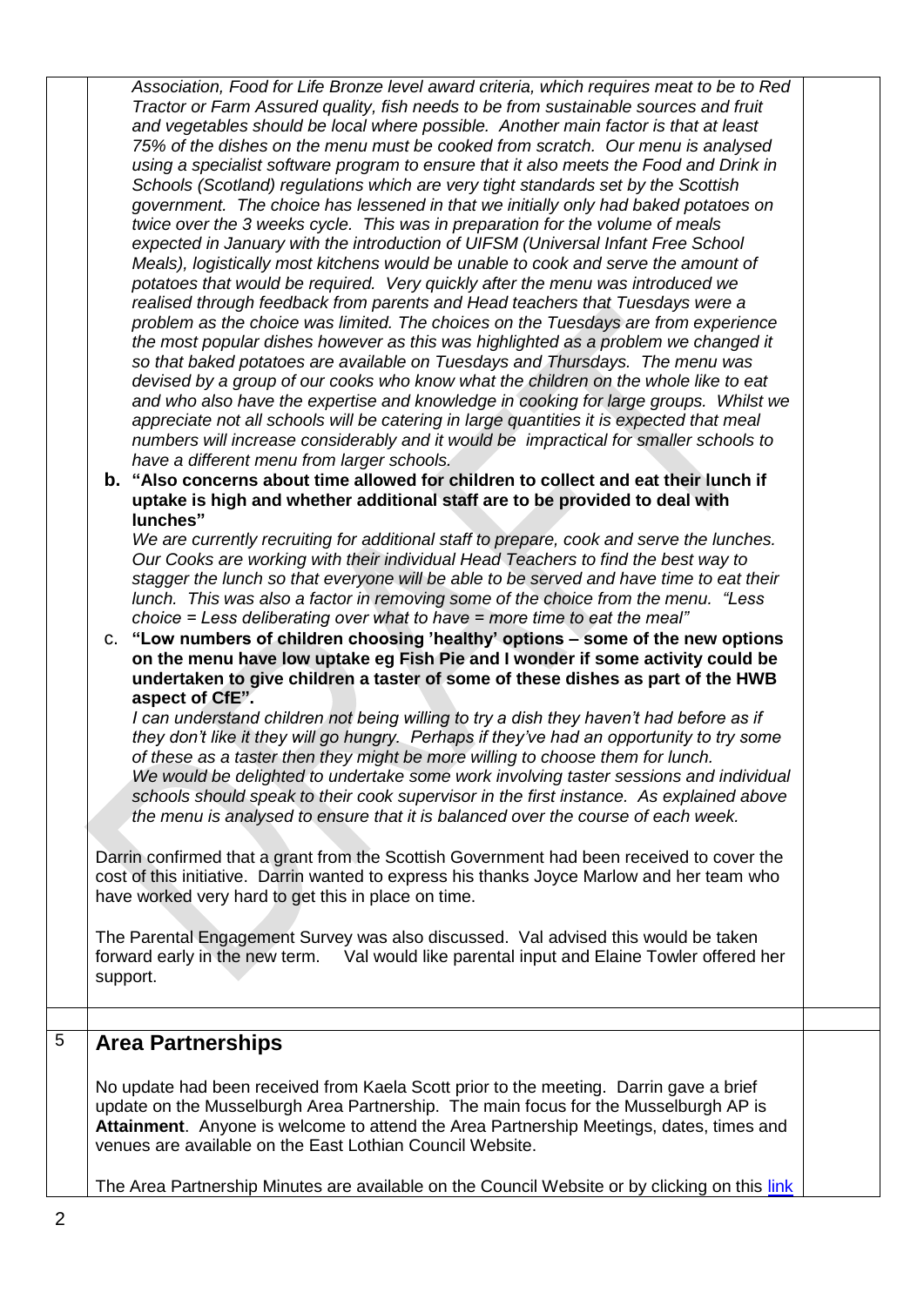*Association, Food for Life Bronze level award criteria, which requires meat to be to Red Tractor or Farm Assured quality, fish needs to be from sustainable sources and fruit and vegetables should be local where possible. Another main factor is that at least 75% of the dishes on the menu must be cooked from scratch. Our menu is analysed using a specialist software program to ensure that it also meets the Food and Drink in Schools (Scotland) regulations which are very tight standards set by the Scottish government. The choice has lessened in that we initially only had baked potatoes on twice over the 3 weeks cycle. This was in preparation for the volume of meals expected in January with the introduction of UIFSM (Universal Infant Free School Meals), logistically most kitchens would be unable to cook and serve the amount of potatoes that would be required. Very quickly after the menu was introduced we realised through feedback from parents and Head teachers that Tuesdays were a problem as the choice was limited. The choices on the Tuesdays are from experience the most popular dishes however as this was highlighted as a problem we changed it so that baked potatoes are available on Tuesdays and Thursdays. The menu was devised by a group of our cooks who know what the children on the whole like to eat and who also have the expertise and knowledge in cooking for large groups. Whilst we appreciate not all schools will be catering in large quantities it is expected that meal numbers will increase considerably and it would be impractical for smaller schools to have a different menu from larger schools.*

**b. "Also concerns about time allowed for children to collect and eat their lunch if uptake is high and whether additional staff are to be provided to deal with lunches"**

*We are currently recruiting for additional staff to prepare, cook and serve the lunches. Our Cooks are working with their individual Head Teachers to find the best way to stagger the lunch so that everyone will be able to be served and have time to eat their lunch. This was also a factor in removing some of the choice from the menu. "Less choice = Less deliberating over what to have = more time to eat the meal"*

c. **"Low numbers of children choosing 'healthy' options – some of the new options on the menu have low uptake eg Fish Pie and I wonder if some activity could be undertaken to give children a taster of some of these dishes as part of the HWB aspect of CfE".**

*I can understand children not being willing to try a dish they haven't had before as if they don't like it they will go hungry. Perhaps if they've had an opportunity to try some of these as a taster then they might be more willing to choose them for lunch. We would be delighted to undertake some work involving taster sessions and individual schools should speak to their cook supervisor in the first instance. As explained above the menu is analysed to ensure that it is balanced over the course of each week.*

Darrin confirmed that a grant from the Scottish Government had been received to cover the cost of this initiative. Darrin wanted to express his thanks Joyce Marlow and her team who have worked very hard to get this in place on time.

The Parental Engagement Survey was also discussed. Val advised this would be taken forward early in the new term. Val would like parental input and Elaine Towler offered her support.

## 5 Area Partnerships

No update had been received from Kaela Scott prior to the meeting. Darrin gave a brief update on the Musselburgh Area Partnership. The main focus for the Musselburgh AP is **Attainment**. Anyone is welcome to attend the Area Partnership Meetings, dates, times and venues are available on the East Lothian Council Website.

The Area Partnership Minutes are available on the Council Website or by clicking on this link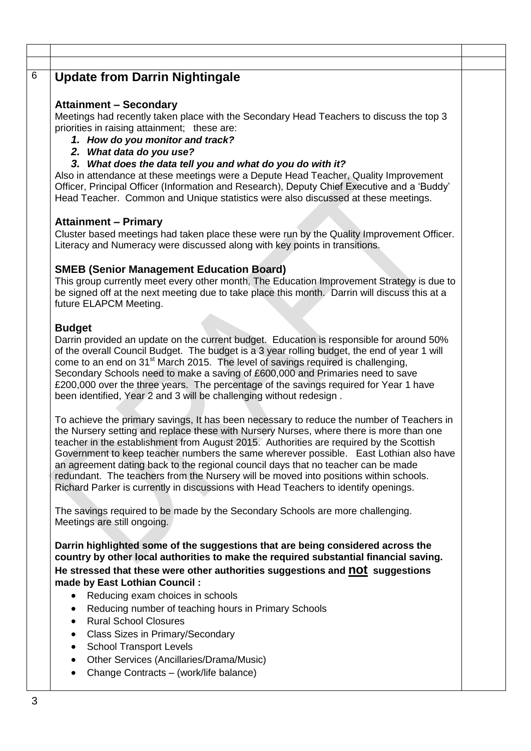6

## Update from Darrin Nightingale

### Attainment – Secondary

Meetings had recently taken place with the Secondary Head Teachers to discuss the top 3 priorities in raising attainment; these are:

1. ***How do you monitor and track?***
2. ***What data do you use?***
3. ***What does the data tell you and what do you do with it?***

Also in attendance at these meetings were a Depute Head Teacher, Quality Improvement Officer, Principal Officer (Information and Research), Deputy Chief Executive and a 'Buddy' Head Teacher. Common and Unique statistics were also discussed at these meetings.

### Attainment – Primary

Cluster based meetings had taken place these were run by the Quality Improvement Officer. Literacy and Numeracy were discussed along with key points in transitions.

### SMEB (Senior Management Education Board)

This group currently meet every other month, The Education Improvement Strategy is due to be signed off at the next meeting due to take place this month. Darrin will discuss this at a future ELAPCM Meeting.

### Budget

Darrin provided an update on the current budget. Education is responsible for around 50% of the overall Council Budget. The budget is a 3 year rolling budget, the end of year 1 will come to an end on 31st March 2015. The level of savings required is challenging, Secondary Schools need to make a saving of £600,000 and Primaries need to save £200,000 over the three years. The percentage of the savings required for Year 1 have been identified, Year 2 and 3 will be challenging without redesign .

To achieve the primary savings, It has been necessary to reduce the number of Teachers in the Nursery setting and replace these with Nursery Nurses, where there is more than one teacher in the establishment from August 2015. Authorities are required by the Scottish Government to keep teacher numbers the same wherever possible. East Lothian also have an agreement dating back to the regional council days that no teacher can be made redundant. The teachers from the Nursery will be moved into positions within schools. Richard Parker is currently in discussions with Head Teachers to identify openings.

The savings required to be made by the Secondary Schools are more challenging. Meetings are still ongoing.

**Darrin highlighted some of the suggestions that are being considered across the country by other local authorities to make the required substantial financial saving. He stressed that these were other authorities suggestions and <u>not</u> suggestions made by East Lothian Council :**

- Reducing exam choices in schools
- Reducing number of teaching hours in Primary Schools
- Rural School Closures
- Class Sizes in Primary/Secondary
- School Transport Levels
- Other Services (Ancillaries/Drama/Music)
- Change Contracts – (work/life balance)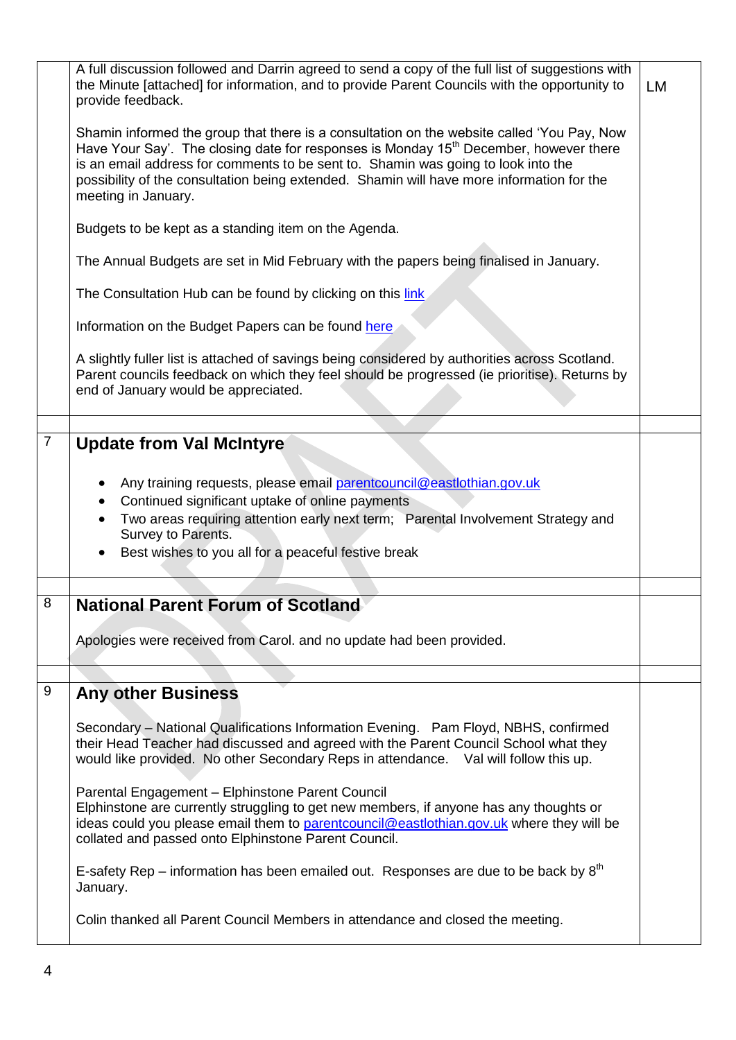| | | |
|---|---|---|
| | A full discussion followed and Darrin agreed to send a copy of the full list of suggestions with the Minute [attached] for information, and to provide Parent Councils with the opportunity to provide feedback.<br><br>Shamin informed the group that there is a consultation on the website called 'You Pay, Now Have Your Say'. The closing date for responses is Monday 15th December, however there is an email address for comments to be sent to. Shamin was going to look into the possibility of the consultation being extended. Shamin will have more information for the meeting in January.<br><br>Budgets to be kept as a standing item on the Agenda.<br><br>The Annual Budgets are set in Mid February with the papers being finalised in January.<br><br>The Consultation Hub can be found by clicking on this link<br><br>Information on the Budget Papers can be found here<br><br>A slightly fuller list is attached of savings being considered by authorities across Scotland. Parent councils feedback on which they feel should be progressed (ie prioritise). Returns by end of January would be appreciated. | LM |
| | | |
| 7 | **Update from Val McIntyre**<br><br>• Any training requests, please email parentcouncil@eastlothian.gov.uk<br>• Continued significant uptake of online payments<br>• Two areas requiring attention early next term; Parental Involvement Strategy and Survey to Parents.<br>• Best wishes to you all for a peaceful festive break | |
| | | |
| 8 | **National Parent Forum of Scotland**<br><br>Apologies were received from Carol. and no update had been provided. | |
| | | |
| 9 | **Any other Business**<br><br>Secondary – National Qualifications Information Evening. Pam Floyd, NBHS, confirmed their Head Teacher had discussed and agreed with the Parent Council School what they would like provided. No other Secondary Reps in attendance. Val will follow this up.<br><br>Parental Engagement – Elphinstone Parent Council<br>Elphinstone are currently struggling to get new members, if anyone has any thoughts or ideas could you please email them to parentcouncil@eastlothian.gov.uk where they will be collated and passed onto Elphinstone Parent Council.<br><br>E-safety Rep – information has been emailed out. Responses are due to be back by 8th January.<br><br>Colin thanked all Parent Council Members in attendance and closed the meeting. | |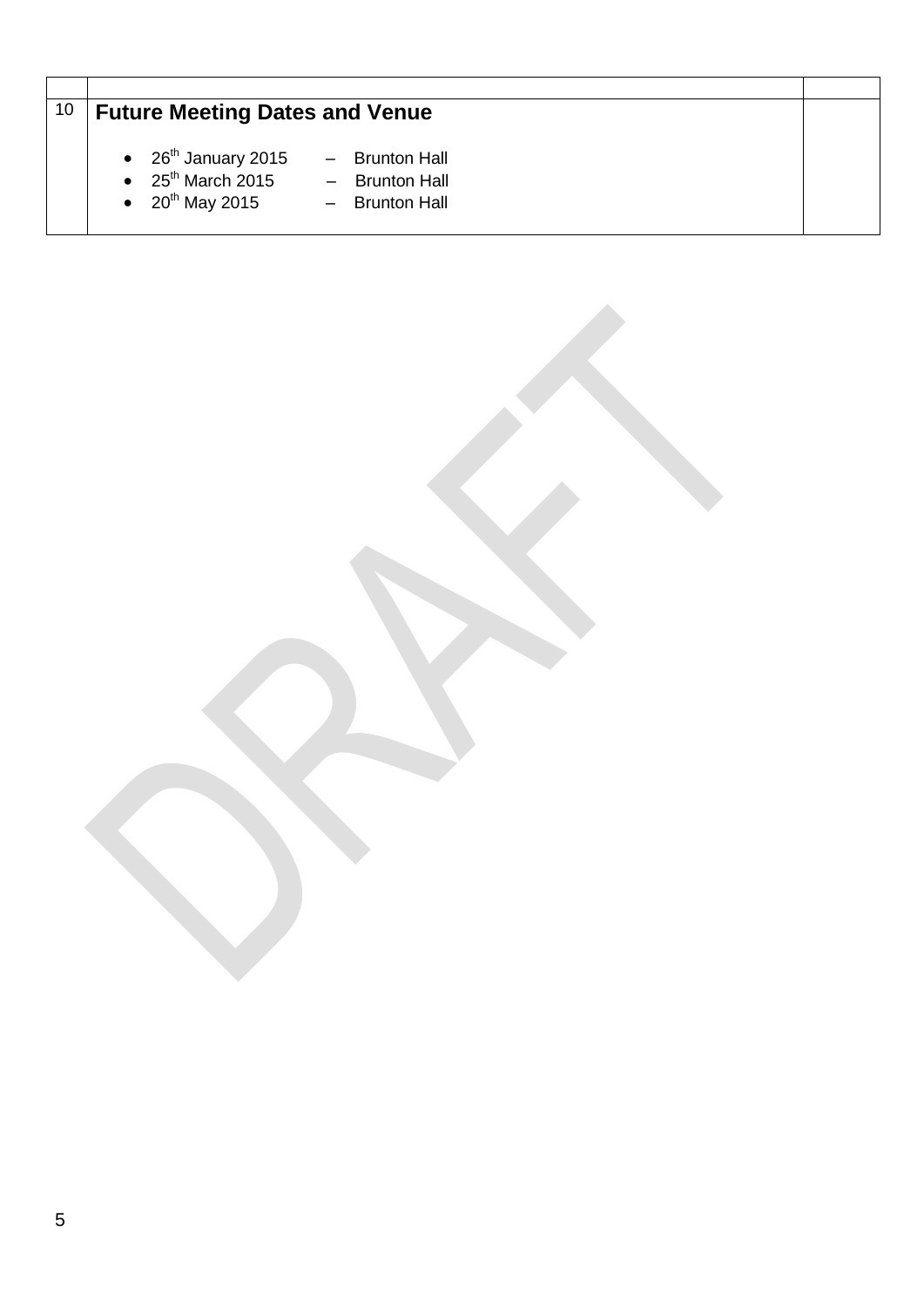| | | |
|---|---|---|
| | | |
| 10 | **Future Meeting Dates and Venue**<br><br>• 26th January 2015 – Brunton Hall<br>• 25th March 2015 – Brunton Hall<br>• 20th May 2015 – Brunton Hall | |

DRAFT